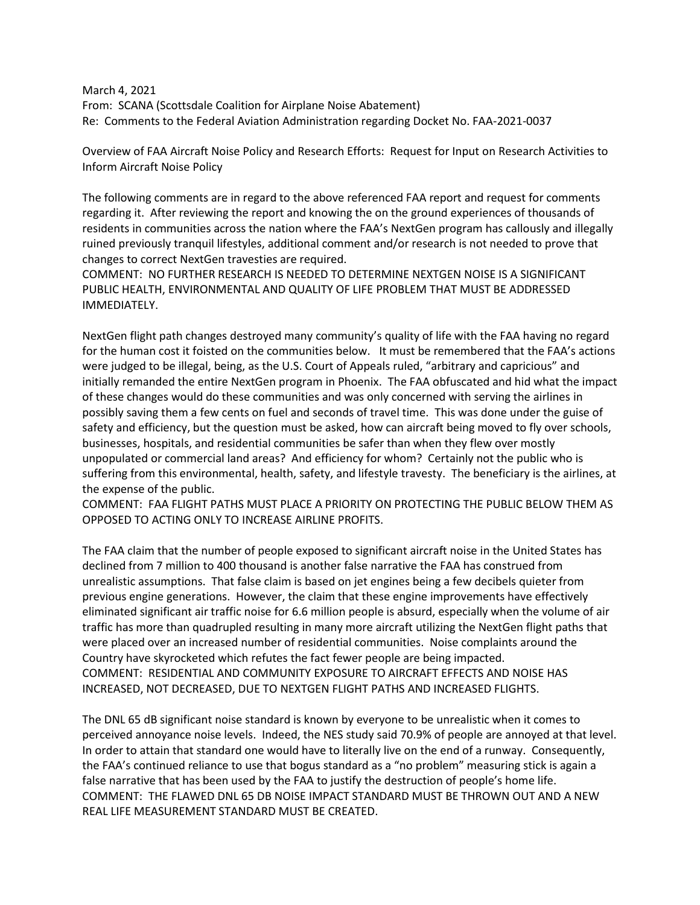March 4, 2021
From: SCANA (Scottsdale Coalition for Airplane Noise Abatement)
Re: Comments to the Federal Aviation Administration regarding Docket No. FAA-2021-0037

Overview of FAA Aircraft Noise Policy and Research Efforts: Request for Input on Research Activities to Inform Aircraft Noise Policy

The following comments are in regard to the above referenced FAA report and request for comments regarding it. After reviewing the report and knowing the on the ground experiences of thousands of residents in communities across the nation where the FAA's NextGen program has callously and illegally ruined previously tranquil lifestyles, additional comment and/or research is not needed to prove that changes to correct NextGen travesties are required.
COMMENT: NO FURTHER RESEARCH IS NEEDED TO DETERMINE NEXTGEN NOISE IS A SIGNIFICANT PUBLIC HEALTH, ENVIRONMENTAL AND QUALITY OF LIFE PROBLEM THAT MUST BE ADDRESSED IMMEDIATELY.

NextGen flight path changes destroyed many community's quality of life with the FAA having no regard for the human cost it foisted on the communities below. It must be remembered that the FAA's actions were judged to be illegal, being, as the U.S. Court of Appeals ruled, "arbitrary and capricious" and initially remanded the entire NextGen program in Phoenix. The FAA obfuscated and hid what the impact of these changes would do these communities and was only concerned with serving the airlines in possibly saving them a few cents on fuel and seconds of travel time. This was done under the guise of safety and efficiency, but the question must be asked, how can aircraft being moved to fly over schools, businesses, hospitals, and residential communities be safer than when they flew over mostly unpopulated or commercial land areas? And efficiency for whom? Certainly not the public who is suffering from this environmental, health, safety, and lifestyle travesty. The beneficiary is the airlines, at the expense of the public.
COMMENT: FAA FLIGHT PATHS MUST PLACE A PRIORITY ON PROTECTING THE PUBLIC BELOW THEM AS OPPOSED TO ACTING ONLY TO INCREASE AIRLINE PROFITS.

The FAA claim that the number of people exposed to significant aircraft noise in the United States has declined from 7 million to 400 thousand is another false narrative the FAA has construed from unrealistic assumptions. That false claim is based on jet engines being a few decibels quieter from previous engine generations. However, the claim that these engine improvements have effectively eliminated significant air traffic noise for 6.6 million people is absurd, especially when the volume of air traffic has more than quadrupled resulting in many more aircraft utilizing the NextGen flight paths that were placed over an increased number of residential communities. Noise complaints around the Country have skyrocketed which refutes the fact fewer people are being impacted.
COMMENT: RESIDENTIAL AND COMMUNITY EXPOSURE TO AIRCRAFT EFFECTS AND NOISE HAS INCREASED, NOT DECREASED, DUE TO NEXTGEN FLIGHT PATHS AND INCREASED FLIGHTS.

The DNL 65 dB significant noise standard is known by everyone to be unrealistic when it comes to perceived annoyance noise levels. Indeed, the NES study said 70.9% of people are annoyed at that level. In order to attain that standard one would have to literally live on the end of a runway. Consequently, the FAA's continued reliance to use that bogus standard as a "no problem" measuring stick is again a false narrative that has been used by the FAA to justify the destruction of people's home life.
COMMENT: THE FLAWED DNL 65 DB NOISE IMPACT STANDARD MUST BE THROWN OUT AND A NEW REAL LIFE MEASUREMENT STANDARD MUST BE CREATED.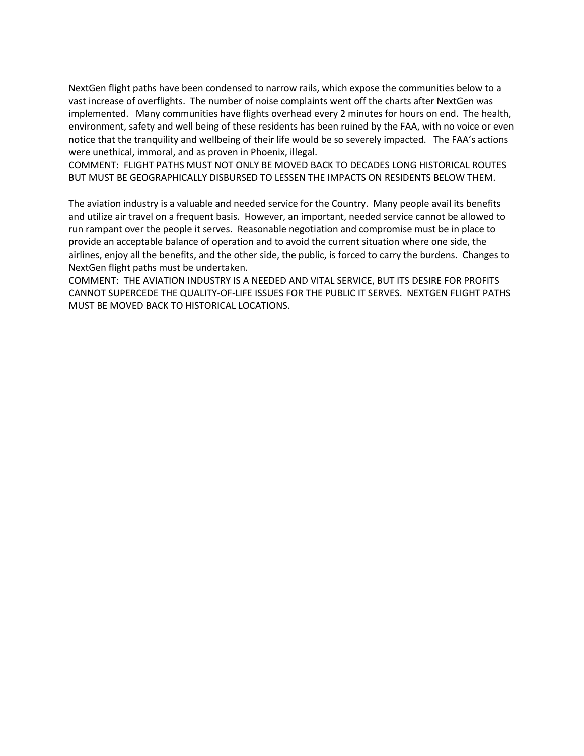NextGen flight paths have been condensed to narrow rails, which expose the communities below to a vast increase of overflights. The number of noise complaints went off the charts after NextGen was implemented. Many communities have flights overhead every 2 minutes for hours on end. The health, environment, safety and well being of these residents has been ruined by the FAA, with no voice or even notice that the tranquility and wellbeing of their life would be so severely impacted. The FAA's actions were unethical, immoral, and as proven in Phoenix, illegal.
COMMENT: FLIGHT PATHS MUST NOT ONLY BE MOVED BACK TO DECADES LONG HISTORICAL ROUTES BUT MUST BE GEOGRAPHICALLY DISBURSED TO LESSEN THE IMPACTS ON RESIDENTS BELOW THEM.

The aviation industry is a valuable and needed service for the Country. Many people avail its benefits and utilize air travel on a frequent basis. However, an important, needed service cannot be allowed to run rampant over the people it serves. Reasonable negotiation and compromise must be in place to provide an acceptable balance of operation and to avoid the current situation where one side, the airlines, enjoy all the benefits, and the other side, the public, is forced to carry the burdens. Changes to NextGen flight paths must be undertaken.
COMMENT: THE AVIATION INDUSTRY IS A NEEDED AND VITAL SERVICE, BUT ITS DESIRE FOR PROFITS CANNOT SUPERCEDE THE QUALITY-OF-LIFE ISSUES FOR THE PUBLIC IT SERVES. NEXTGEN FLIGHT PATHS MUST BE MOVED BACK TO HISTORICAL LOCATIONS.